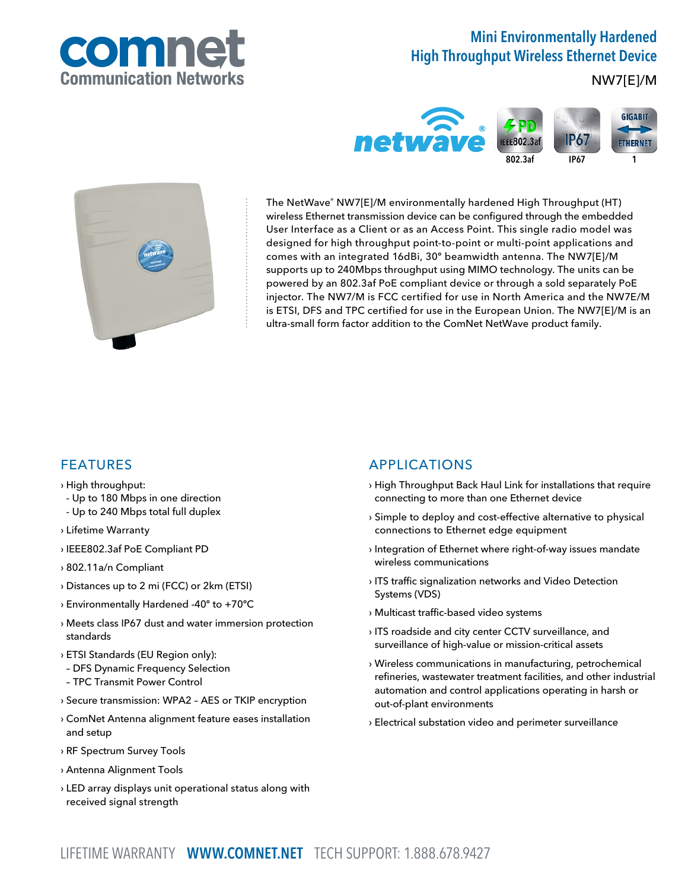# comnet Communication Networks

## Mini Environmentally Hardened High Throughput Wireless Ethernet Device

NW7[E]/M

netwave® | 802.3af | IP67 | GIGABIT ETHERNET 1

The NetWave® NW7[E]/M environmentally hardened High Throughput (HT) wireless Ethernet transmission device can be configured through the embedded User Interface as a Client or as an Access Point. This single radio model was designed for high throughput point-to-point or multi-point applications and comes with an integrated 16dBi, 30° beamwidth antenna. The NW7[E]/M supports up to 240Mbps throughput using MIMO technology. The units can be powered by an 802.3af PoE compliant device or through a sold separately PoE injector. The NW7/M is FCC certified for use in North America and the NW7E/M is ETSI, DFS and TPC certified for use in the European Union. The NW7[E]/M is an ultra-small form factor addition to the ComNet NetWave product family.

## FEATURES

› High throughput:
  - Up to 180 Mbps in one direction
  - Up to 240 Mbps total full duplex

› Lifetime Warranty

› IEEE802.3af PoE Compliant PD

› 802.11a/n Compliant

› Distances up to 2 mi (FCC) or 2km (ETSI)

› Environmentally Hardened -40° to +70°C

› Meets class IP67 dust and water immersion protection standards

› ETSI Standards (EU Region only):
  – DFS Dynamic Frequency Selection
  – TPC Transmit Power Control

› Secure transmission: WPA2 – AES or TKIP encryption

› ComNet Antenna alignment feature eases installation and setup

› RF Spectrum Survey Tools

› Antenna Alignment Tools

› LED array displays unit operational status along with received signal strength

## APPLICATIONS

› High Throughput Back Haul Link for installations that require connecting to more than one Ethernet device

› Simple to deploy and cost-effective alternative to physical connections to Ethernet edge equipment

› Integration of Ethernet where right-of-way issues mandate wireless communications

› ITS traffic signalization networks and Video Detection Systems (VDS)

› Multicast traffic-based video systems

› ITS roadside and city center CCTV surveillance, and surveillance of high-value or mission-critical assets

› Wireless communications in manufacturing, petrochemical refineries, wastewater treatment facilities, and other industrial automation and control applications operating in harsh or out-of-plant environments

› Electrical substation video and perimeter surveillance

LIFETIME WARRANTY **WWW.COMNET.NET** TECH SUPPORT: 1.888.678.9427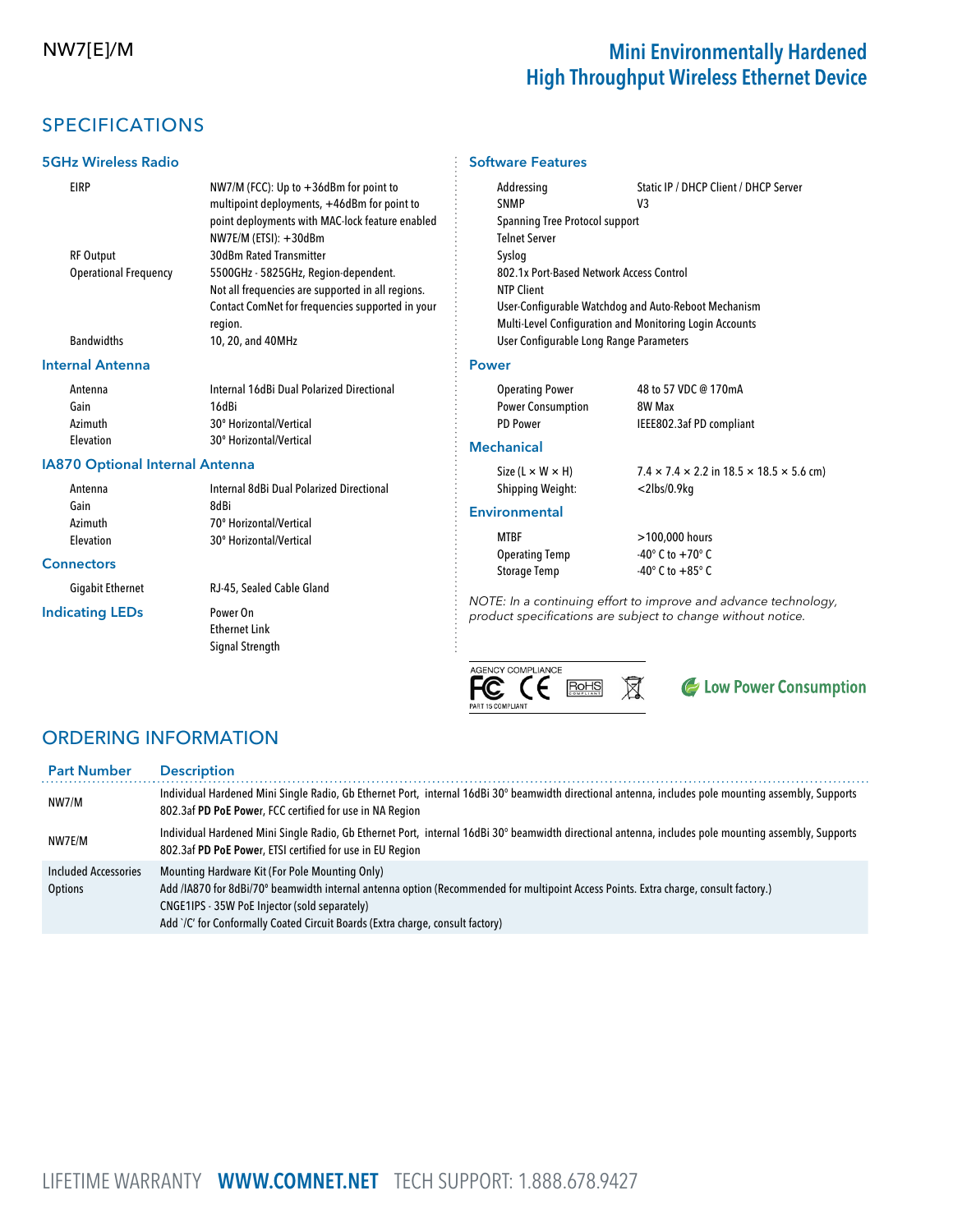NW7[E]/M

# Mini Environmentally Hardened High Throughput Wireless Ethernet Device

## SPECIFICATIONS

### 5GHz Wireless Radio

| | |
|---|---|
| EIRP | NW7/M (FCC): Up to +36dBm for point to multipoint deployments, +46dBm for point to point deployments with MAC-lock feature enabled<br>NW7E/M (ETSI): +30dBm |
| RF Output | 30dBm Rated Transmitter |
| Operational Frequency | 5500GHz - 5825GHz, Region-dependent. Not all frequencies are supported in all regions. Contact ComNet for frequencies supported in your region. |
| Bandwidths | 10, 20, and 40MHz |

### Internal Antenna

| | |
|---|---|
| Antenna | Internal 16dBi Dual Polarized Directional |
| Gain | 16dBi |
| Azimuth | 30° Horizontal/Vertical |
| Elevation | 30° Horizontal/Vertical |

### IA870 Optional Internal Antenna

| | |
|---|---|
| Antenna | Internal 8dBi Dual Polarized Directional |
| Gain | 8dBi |
| Azimuth | 70° Horizontal/Vertical |
| Elevation | 30° Horizontal/Vertical |

### Connectors

| | |
|---|---|
| Gigabit Ethernet | RJ-45, Sealed Cable Gland |

### Indicating LEDs

Power On
Ethernet Link
Signal Strength

### Software Features

| | |
|---|---|
| Addressing | Static IP / DHCP Client / DHCP Server |
| SNMP | V3 |

Spanning Tree Protocol support
Telnet Server
Syslog
802.1x Port-Based Network Access Control
NTP Client
User-Configurable Watchdog and Auto-Reboot Mechanism
Multi-Level Configuration and Monitoring Login Accounts
User Configurable Long Range Parameters

### Power

| | |
|---|---|
| Operating Power | 48 to 57 VDC @ 170mA |
| Power Consumption | 8W Max |
| PD Power | IEEE802.3af PD compliant |

### Mechanical

| | |
|---|---|
| Size (L × W × H) | 7.4 × 7.4 × 2.2 in 18.5 × 18.5 × 5.6 cm) |
| Shipping Weight: | <2lbs/0.9kg |

### Environmental

| | |
|---|---|
| MTBF | >100,000 hours |
| Operating Temp | -40° C to +70° C |
| Storage Temp | -40° C to +85° C |

*NOTE: In a continuing effort to improve and advance technology, product specifications are subject to change without notice.*

AGENCY COMPLIANCE — FCC PART 15 COMPLIANT, CE, RoHS COMPLIANT, WEEE

Low Power Consumption

## ORDERING INFORMATION

| Part Number | Description |
|---|---|
| NW7/M | Individual Hardened Mini Single Radio, Gb Ethernet Port, internal 16dBi 30° beamwidth directional antenna, includes pole mounting assembly, Supports 802.3af **PD PoE Powe**r, FCC certified for use in NA Region |
| NW7E/M | Individual Hardened Mini Single Radio, Gb Ethernet Port, internal 16dBi 30° beamwidth directional antenna, includes pole mounting assembly, Supports 802.3af **PD PoE Powe**r, ETSI certified for use in EU Region |
| Included Accessories<br>Options | Mounting Hardware Kit (For Pole Mounting Only)<br>Add /IA870 for 8dBi/70° beamwidth internal antenna option (Recommended for multipoint Access Points. Extra charge, consult factory.)<br>CNGE1IPS - 35W PoE Injector (sold separately)<br>Add `/C' for Conformally Coated Circuit Boards (Extra charge, consult factory) |

LIFETIME WARRANTY **WWW.COMNET.NET** TECH SUPPORT: 1.888.678.9427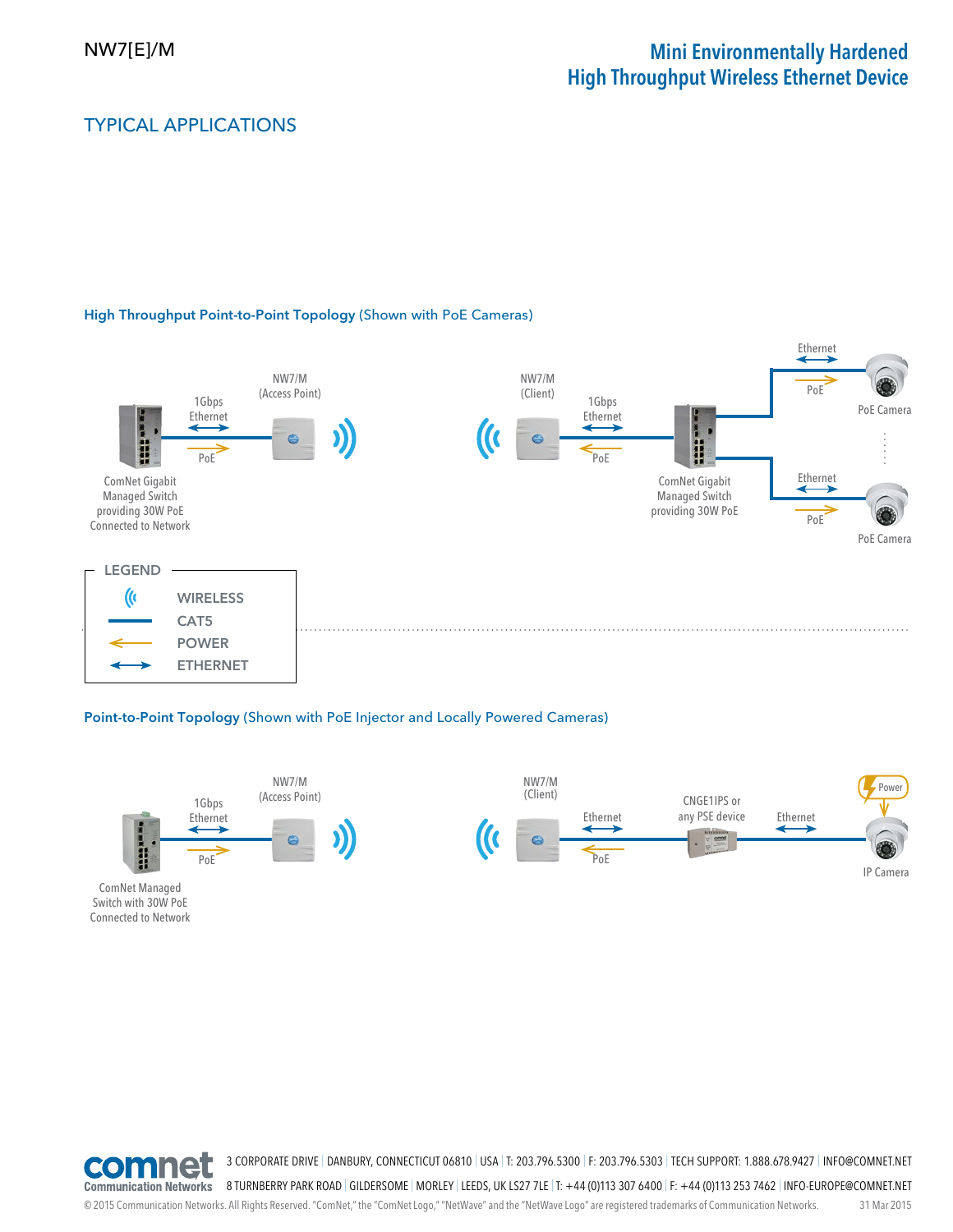## TYPICAL APPLICATIONS

**High Throughput Point-to-Point Topology** (Shown with PoE Cameras)

1Gbps Ethernet

PoE

NW7/M (Access Point)

NW7/M (Client)

1Gbps Ethernet

PoE

ComNet Gigabit Managed Switch providing 30W PoE Connected to Network

ComNet Gigabit Managed Switch providing 30W PoE

Ethernet

PoE

PoE Camera

Ethernet

PoE

PoE Camera

LEGEND

- WIRELESS
- CAT5
- POWER
- ETHERNET

**Point-to-Point Topology** (Shown with PoE Injector and Locally Powered Cameras)

1Gbps Ethernet

PoE

NW7/M (Access Point)

NW7/M (Client)

Ethernet

PoE

CNGE1IPS or any PSE device

Ethernet

Power

IP Camera

ComNet Managed Switch with 30W PoE Connected to Network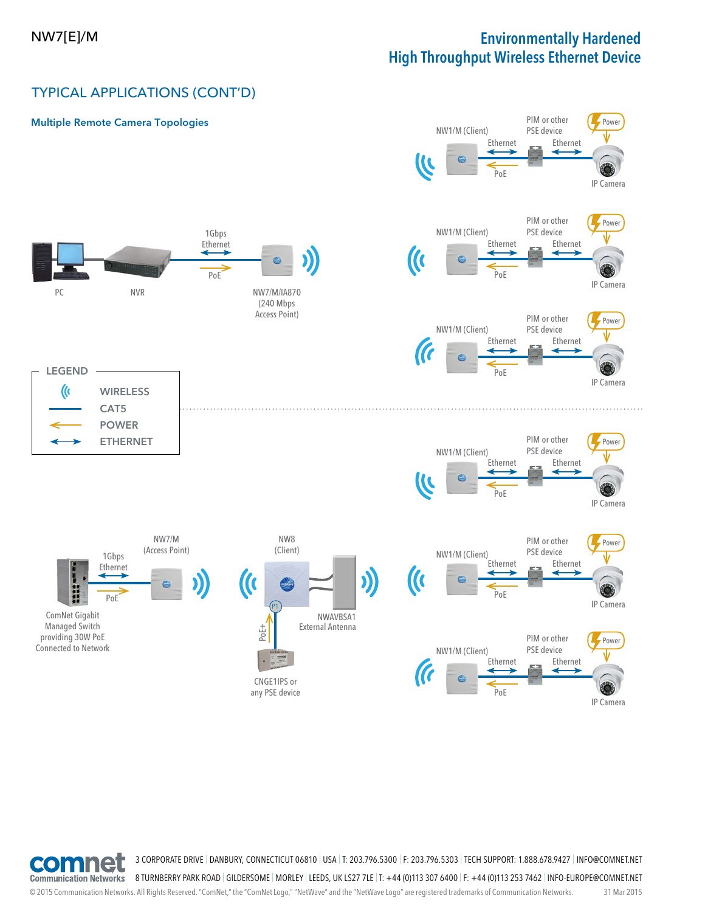## TYPICAL APPLICATIONS (CONT'D)

### Multiple Remote Camera Topologies

PC

NVR

1Gbps
Ethernet

PoE

NW7/M/IA870
(240 Mbps
Access Point)

NW1/M (Client)

Ethernet

PoE

PIM or other
PSE device

Ethernet

Power

IP Camera

NW1/M (Client)

Ethernet

PoE

PIM or other
PSE device

Ethernet

Power

IP Camera

NW1/M (Client)

Ethernet

PoE

PIM or other
PSE device

Ethernet

Power

IP Camera

LEGEND

WIRELESS

CAT5

POWER

ETHERNET

ComNet Gigabit
Managed Switch
providing 30W PoE
Connected to Network

1Gbps
Ethernet

PoE

NW7/M
(Access Point)

NW8
(Client)

P1

PoE+

CNGE1IPS or
any PSE device

NWAVBSA1
External Antenna

NW1/M (Client)

Ethernet

PoE

PIM or other
PSE device

Ethernet

Power

IP Camera

NW1/M (Client)

Ethernet

PoE

PIM or other
PSE device

Ethernet

Power

IP Camera

NW1/M (Client)

Ethernet

PoE

PIM or other
PSE device

Ethernet

Power

IP Camera

3 CORPORATE DRIVE | DANBURY, CONNECTICUT 06810 | USA | T: 203.796.5300 | F: 203.796.5303 | TECH SUPPORT: 1.888.678.9427 | INFO@COMNET.NET

8 TURNBERRY PARK ROAD | GILDERSOME | MORLEY | LEEDS, UK LS27 7LE | T: +44 (0)113 307 6400 | F: +44 (0)113 253 7462 | INFO-EUROPE@COMNET.NET

© 2015 Communication Networks. All Rights Reserved. "ComNet," the "ComNet Logo," "NetWave" and the "NetWave Logo" are registered trademarks of Communication Networks. 31 Mar 2015